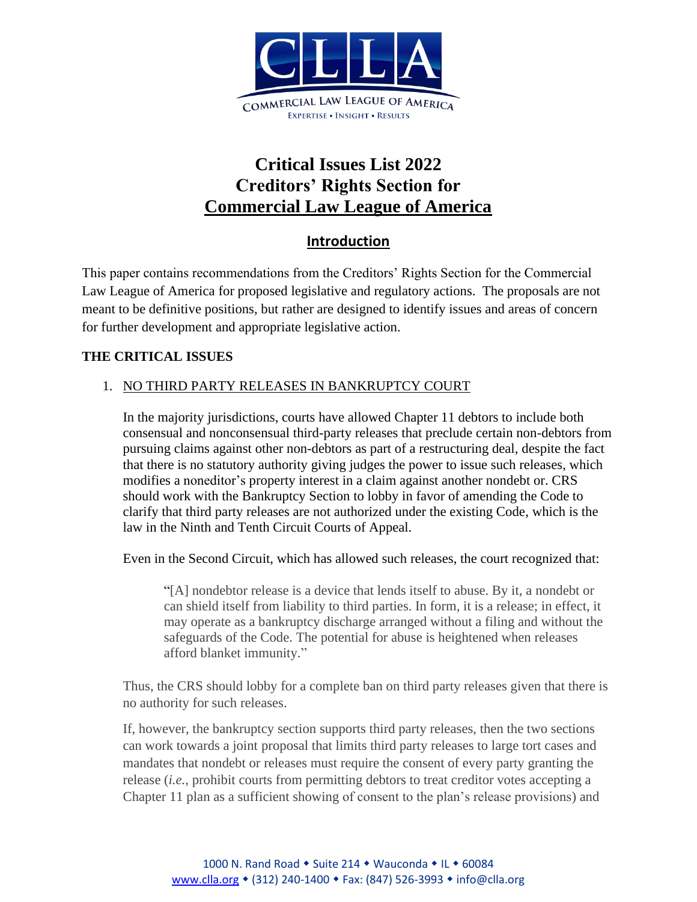# Critical Issues List 2022
# Creditors' Rights Section for
# Commercial Law League of America

## Introduction

This paper contains recommendations from the Creditors' Rights Section for the Commercial Law League of America for proposed legislative and regulatory actions. The proposals are not meant to be definitive positions, but rather are designed to identify issues and areas of concern for further development and appropriate legislative action.

**THE CRITICAL ISSUES**

1. NO THIRD PARTY RELEASES IN BANKRUPTCY COURT

   In the majority jurisdictions, courts have allowed Chapter 11 debtors to include both consensual and nonconsensual third-party releases that preclude certain non-debtors from pursuing claims against other non-debtors as part of a restructuring deal, despite the fact that there is no statutory authority giving judges the power to issue such releases, which modifies a noneditor's property interest in a claim against another nondebt or. CRS should work with the Bankruptcy Section to lobby in favor of amending the Code to clarify that third party releases are not authorized under the existing Code, which is the law in the Ninth and Tenth Circuit Courts of Appeal.

   Even in the Second Circuit, which has allowed such releases, the court recognized that:

   > "[A] nondebtor release is a device that lends itself to abuse. By it, a nondebt or can shield itself from liability to third parties. In form, it is a release; in effect, it may operate as a bankruptcy discharge arranged without a filing and without the safeguards of the Code. The potential for abuse is heightened when releases afford blanket immunity."

   Thus, the CRS should lobby for a complete ban on third party releases given that there is no authority for such releases.

   If, however, the bankruptcy section supports third party releases, then the two sections can work towards a joint proposal that limits third party releases to large tort cases and mandates that nondebt or releases must require the consent of every party granting the release (*i.e.*, prohibit courts from permitting debtors to treat creditor votes accepting a Chapter 11 plan as a sufficient showing of consent to the plan's release provisions) and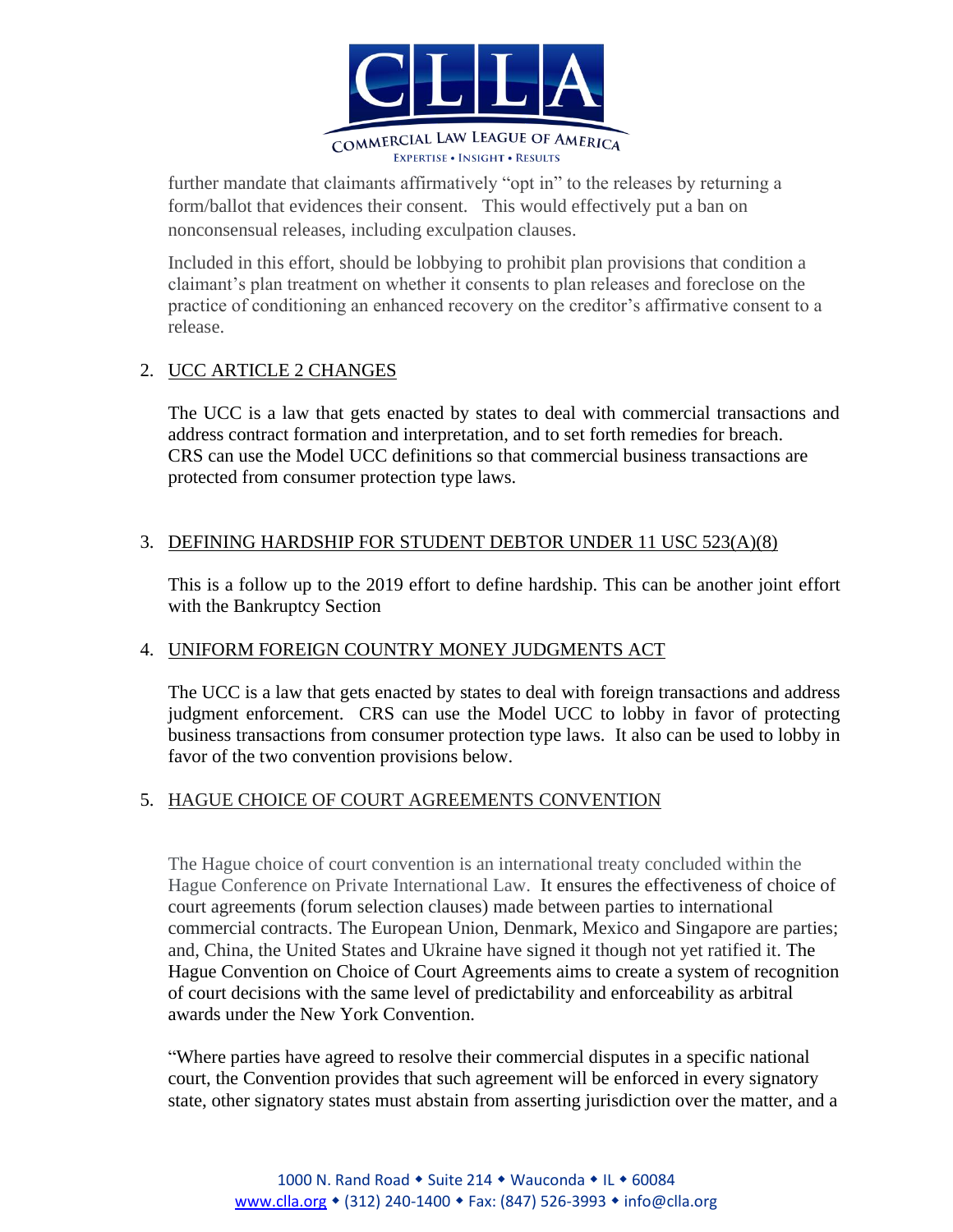further mandate that claimants affirmatively "opt in" to the releases by returning a form/ballot that evidences their consent. This would effectively put a ban on nonconsensual releases, including exculpation clauses.

Included in this effort, should be lobbying to prohibit plan provisions that condition a claimant's plan treatment on whether it consents to plan releases and foreclose on the practice of conditioning an enhanced recovery on the creditor's affirmative consent to a release.

2. UCC ARTICLE 2 CHANGES

   The UCC is a law that gets enacted by states to deal with commercial transactions and address contract formation and interpretation, and to set forth remedies for breach. CRS can use the Model UCC definitions so that commercial business transactions are protected from consumer protection type laws.

3. DEFINING HARDSHIP FOR STUDENT DEBTOR UNDER 11 USC 523(A)(8)

   This is a follow up to the 2019 effort to define hardship. This can be another joint effort with the Bankruptcy Section

4. UNIFORM FOREIGN COUNTRY MONEY JUDGMENTS ACT

   The UCC is a law that gets enacted by states to deal with foreign transactions and address judgment enforcement. CRS can use the Model UCC to lobby in favor of protecting business transactions from consumer protection type laws. It also can be used to lobby in favor of the two convention provisions below.

5. HAGUE CHOICE OF COURT AGREEMENTS CONVENTION

   The Hague choice of court convention is an international treaty concluded within the Hague Conference on Private International Law. It ensures the effectiveness of choice of court agreements (forum selection clauses) made between parties to international commercial contracts. The European Union, Denmark, Mexico and Singapore are parties; and, China, the United States and Ukraine have signed it though not yet ratified it. The Hague Convention on Choice of Court Agreements aims to create a system of recognition of court decisions with the same level of predictability and enforceability as arbitral awards under the New York Convention.

   "Where parties have agreed to resolve their commercial disputes in a specific national court, the Convention provides that such agreement will be enforced in every signatory state, other signatory states must abstain from asserting jurisdiction over the matter, and a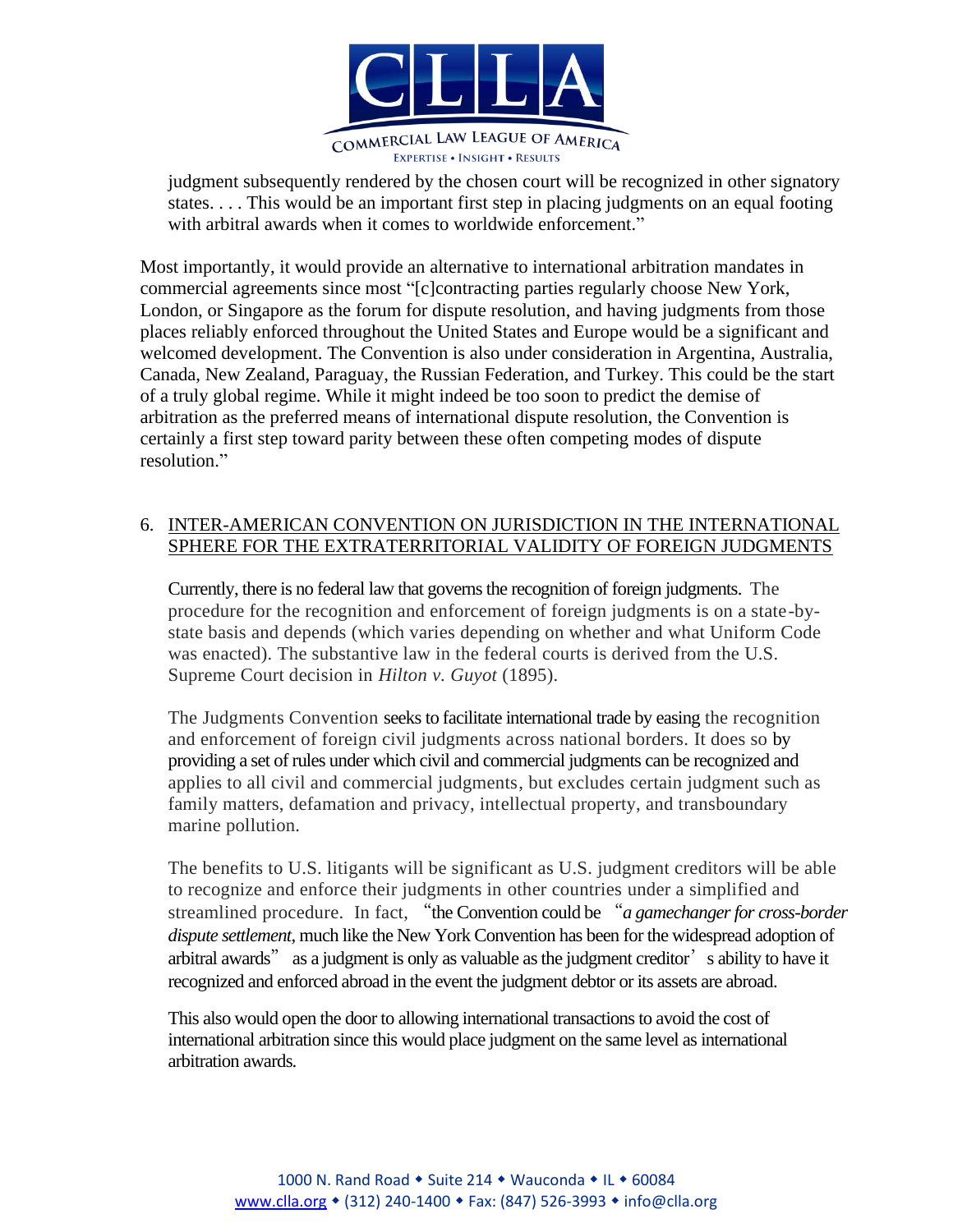judgment subsequently rendered by the chosen court will be recognized in other signatory states. . . . This would be an important first step in placing judgments on an equal footing with arbitral awards when it comes to worldwide enforcement."

Most importantly, it would provide an alternative to international arbitration mandates in commercial agreements since most "[c]contracting parties regularly choose New York, London, or Singapore as the forum for dispute resolution, and having judgments from those places reliably enforced throughout the United States and Europe would be a significant and welcomed development. The Convention is also under consideration in Argentina, Australia, Canada, New Zealand, Paraguay, the Russian Federation, and Turkey. This could be the start of a truly global regime. While it might indeed be too soon to predict the demise of arbitration as the preferred means of international dispute resolution, the Convention is certainly a first step toward parity between these often competing modes of dispute resolution."

6. <u>INTER-AMERICAN CONVENTION ON JURISDICTION IN THE INTERNATIONAL SPHERE FOR THE EXTRATERRITORIAL VALIDITY OF FOREIGN JUDGMENTS</u>

Currently, there is no federal law that governs the recognition of foreign judgments. The procedure for the recognition and enforcement of foreign judgments is on a state-by-state basis and depends (which varies depending on whether and what Uniform Code was enacted). The substantive law in the federal courts is derived from the U.S. Supreme Court decision in *Hilton v. Guyot* (1895).

The Judgments Convention seeks to facilitate international trade by easing the recognition and enforcement of foreign civil judgments across national borders. It does so by providing a set of rules under which civil and commercial judgments can be recognized and applies to all civil and commercial judgments, but excludes certain judgment such as family matters, defamation and privacy, intellectual property, and transboundary marine pollution.

The benefits to U.S. litigants will be significant as U.S. judgment creditors will be able to recognize and enforce their judgments in other countries under a simplified and streamlined procedure. In fact, "the Convention could be "*a gamechanger for cross-border dispute settlement*, much like the New York Convention has been for the widespread adoption of arbitral awards" as a judgment is only as valuable as the judgment creditor's ability to have it recognized and enforced abroad in the event the judgment debtor or its assets are abroad.

This also would open the door to allowing international transactions to avoid the cost of international arbitration since this would place judgment on the same level as international arbitration awards.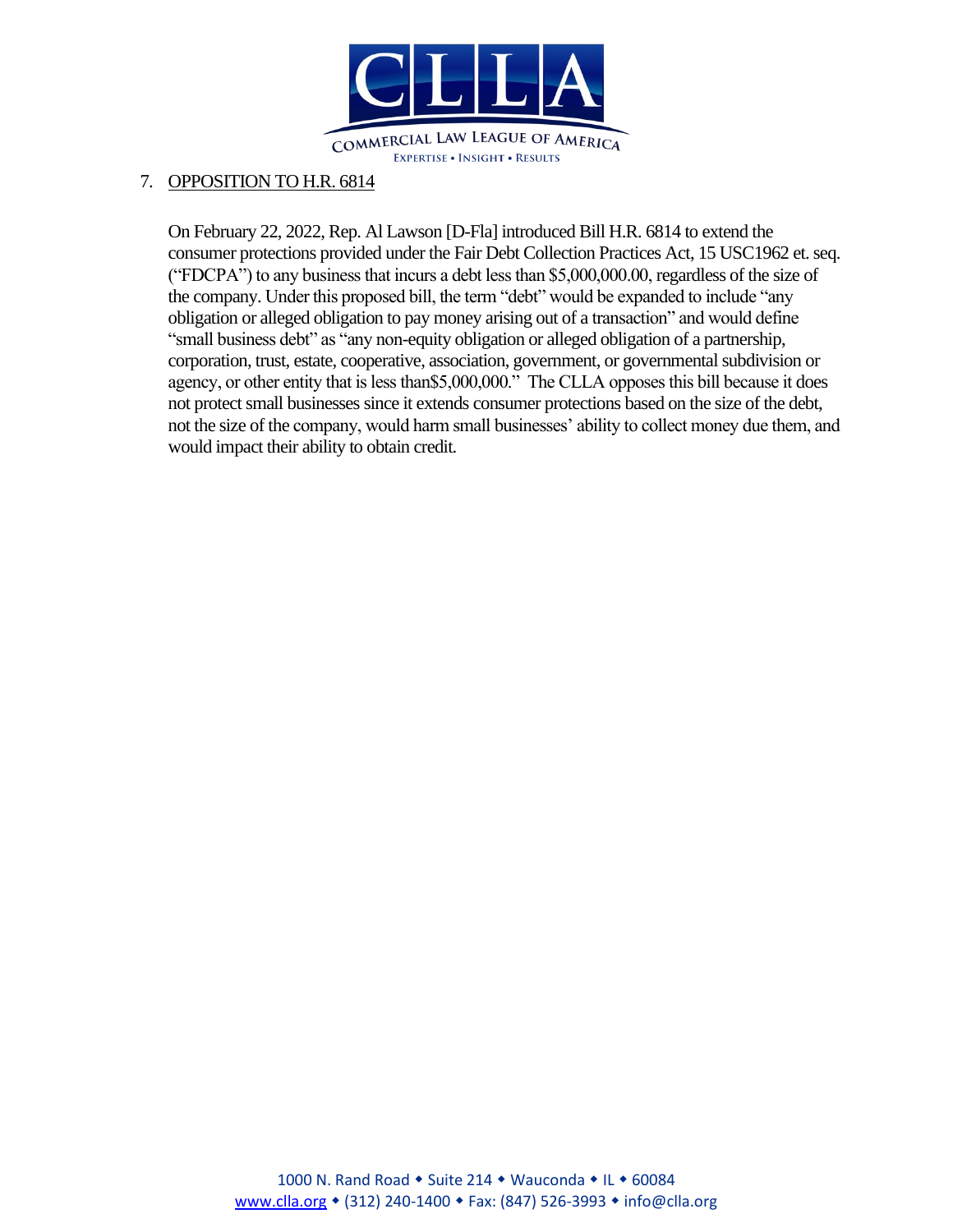7. OPPOSITION TO H.R. 6814

On February 22, 2022, Rep. Al Lawson [D-Fla] introduced Bill H.R. 6814 to extend the consumer protections provided under the Fair Debt Collection Practices Act, 15 USC1962 et. seq. ("FDCPA") to any business that incurs a debt less than $5,000,000.00, regardless of the size of the company. Under this proposed bill, the term "debt" would be expanded to include "any obligation or alleged obligation to pay money arising out of a transaction" and would define "small business debt" as "any non-equity obligation or alleged obligation of a partnership, corporation, trust, estate, cooperative, association, government, or governmental subdivision or agency, or other entity that is less than$5,000,000." The CLLA opposes this bill because it does not protect small businesses since it extends consumer protections based on the size of the debt, not the size of the company, would harm small businesses' ability to collect money due them, and would impact their ability to obtain credit.